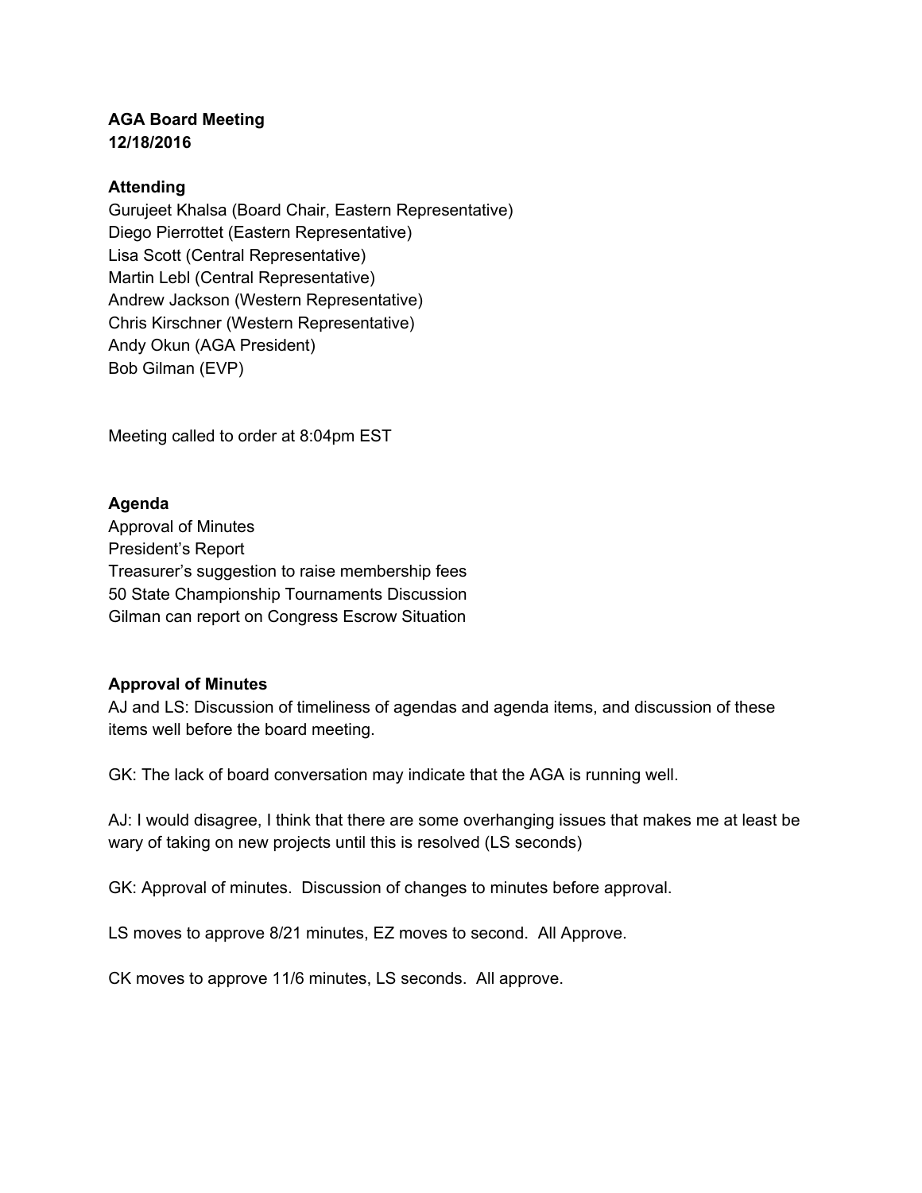**AGA Board Meeting**
**12/18/2016**

**Attending**

Gurujeet Khalsa (Board Chair, Eastern Representative)
Diego Pierrottet (Eastern Representative)
Lisa Scott (Central Representative)
Martin Lebl (Central Representative)
Andrew Jackson (Western Representative)
Chris Kirschner (Western Representative)
Andy Okun (AGA President)
Bob Gilman (EVP)

Meeting called to order at 8:04pm EST

**Agenda**

Approval of Minutes
President's Report
Treasurer's suggestion to raise membership fees
50 State Championship Tournaments Discussion
Gilman can report on Congress Escrow Situation

**Approval of Minutes**

AJ and LS: Discussion of timeliness of agendas and agenda items, and discussion of these items well before the board meeting.

GK: The lack of board conversation may indicate that the AGA is running well.

AJ: I would disagree, I think that there are some overhanging issues that makes me at least be wary of taking on new projects until this is resolved (LS seconds)

GK: Approval of minutes. Discussion of changes to minutes before approval.

LS moves to approve 8/21 minutes, EZ moves to second. All Approve.

CK moves to approve 11/6 minutes, LS seconds. All approve.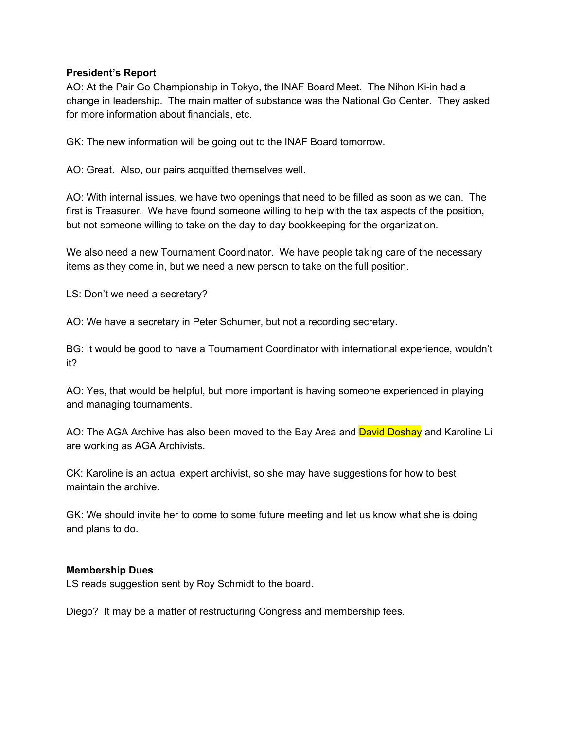**President's Report**

AO: At the Pair Go Championship in Tokyo, the INAF Board Meet. The Nihon Ki-in had a change in leadership. The main matter of substance was the National Go Center. They asked for more information about financials, etc.

GK: The new information will be going out to the INAF Board tomorrow.

AO: Great. Also, our pairs acquitted themselves well.

AO: With internal issues, we have two openings that need to be filled as soon as we can. The first is Treasurer. We have found someone willing to help with the tax aspects of the position, but not someone willing to take on the day to day bookkeeping for the organization.

We also need a new Tournament Coordinator. We have people taking care of the necessary items as they come in, but we need a new person to take on the full position.

LS: Don't we need a secretary?

AO: We have a secretary in Peter Schumer, but not a recording secretary.

BG: It would be good to have a Tournament Coordinator with international experience, wouldn't it?

AO: Yes, that would be helpful, but more important is having someone experienced in playing and managing tournaments.

AO: The AGA Archive has also been moved to the Bay Area and David Doshay and Karoline Li are working as AGA Archivists.

CK: Karoline is an actual expert archivist, so she may have suggestions for how to best maintain the archive.

GK: We should invite her to come to some future meeting and let us know what she is doing and plans to do.

**Membership Dues**

LS reads suggestion sent by Roy Schmidt to the board.

Diego? It may be a matter of restructuring Congress and membership fees.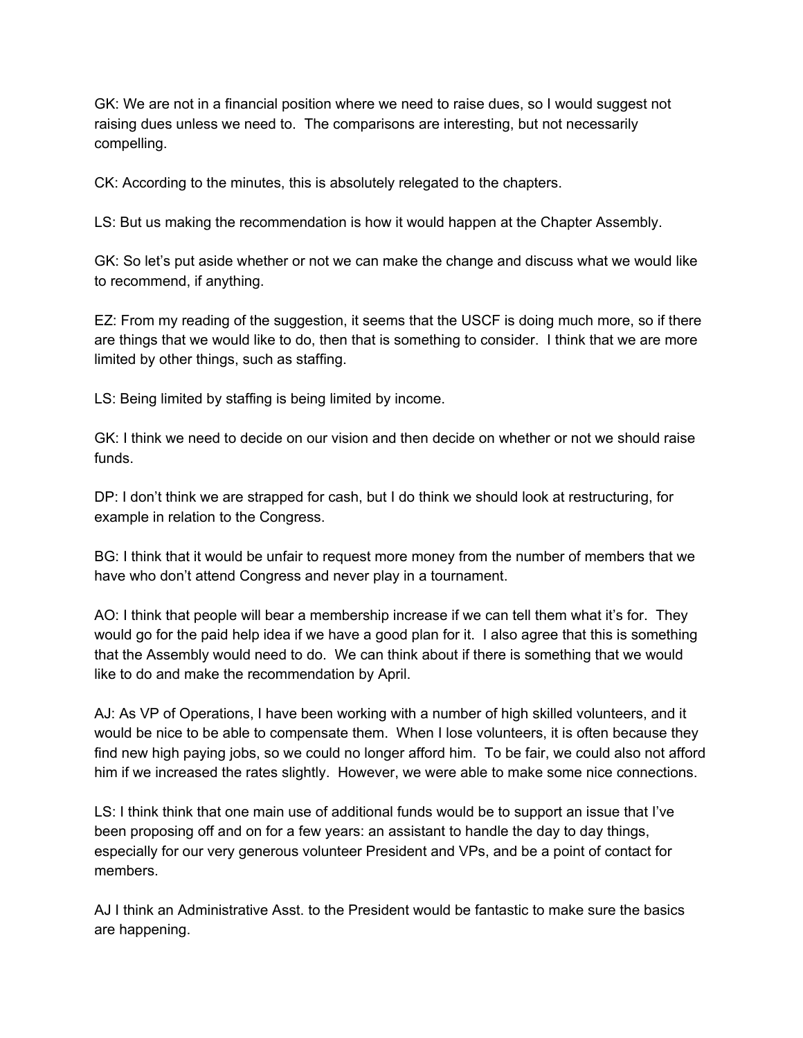GK: We are not in a financial position where we need to raise dues, so I would suggest not raising dues unless we need to. The comparisons are interesting, but not necessarily compelling.

CK: According to the minutes, this is absolutely relegated to the chapters.

LS: But us making the recommendation is how it would happen at the Chapter Assembly.

GK: So let's put aside whether or not we can make the change and discuss what we would like to recommend, if anything.

EZ: From my reading of the suggestion, it seems that the USCF is doing much more, so if there are things that we would like to do, then that is something to consider. I think that we are more limited by other things, such as staffing.

LS: Being limited by staffing is being limited by income.

GK: I think we need to decide on our vision and then decide on whether or not we should raise funds.

DP: I don't think we are strapped for cash, but I do think we should look at restructuring, for example in relation to the Congress.

BG: I think that it would be unfair to request more money from the number of members that we have who don't attend Congress and never play in a tournament.

AO: I think that people will bear a membership increase if we can tell them what it's for. They would go for the paid help idea if we have a good plan for it. I also agree that this is something that the Assembly would need to do. We can think about if there is something that we would like to do and make the recommendation by April.

AJ: As VP of Operations, I have been working with a number of high skilled volunteers, and it would be nice to be able to compensate them. When I lose volunteers, it is often because they find new high paying jobs, so we could no longer afford him. To be fair, we could also not afford him if we increased the rates slightly. However, we were able to make some nice connections.

LS: I think think that one main use of additional funds would be to support an issue that I've been proposing off and on for a few years: an assistant to handle the day to day things, especially for our very generous volunteer President and VPs, and be a point of contact for members.

AJ I think an Administrative Asst. to the President would be fantastic to make sure the basics are happening.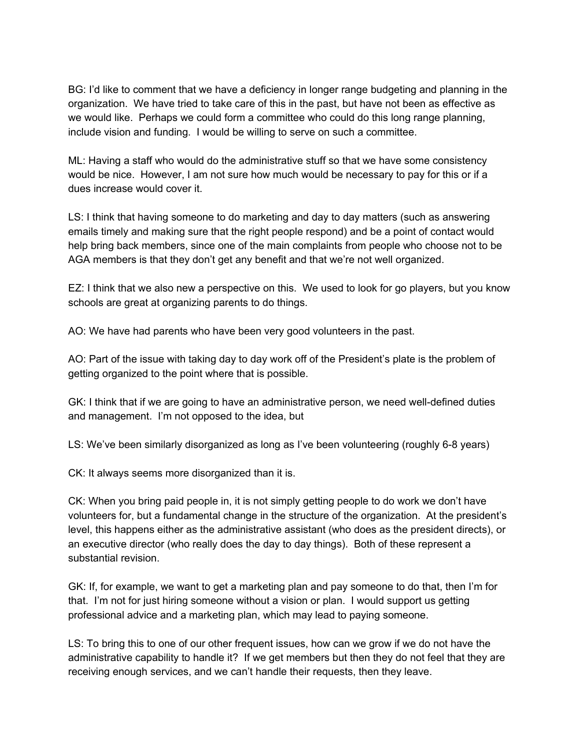BG: I'd like to comment that we have a deficiency in longer range budgeting and planning in the organization. We have tried to take care of this in the past, but have not been as effective as we would like. Perhaps we could form a committee who could do this long range planning, include vision and funding. I would be willing to serve on such a committee.

ML: Having a staff who would do the administrative stuff so that we have some consistency would be nice. However, I am not sure how much would be necessary to pay for this or if a dues increase would cover it.

LS: I think that having someone to do marketing and day to day matters (such as answering emails timely and making sure that the right people respond) and be a point of contact would help bring back members, since one of the main complaints from people who choose not to be AGA members is that they don't get any benefit and that we're not well organized.

EZ: I think that we also new a perspective on this. We used to look for go players, but you know schools are great at organizing parents to do things.

AO: We have had parents who have been very good volunteers in the past.

AO: Part of the issue with taking day to day work off of the President's plate is the problem of getting organized to the point where that is possible.

GK: I think that if we are going to have an administrative person, we need well-defined duties and management. I'm not opposed to the idea, but

LS: We've been similarly disorganized as long as I've been volunteering (roughly 6-8 years)

CK: It always seems more disorganized than it is.

CK: When you bring paid people in, it is not simply getting people to do work we don't have volunteers for, but a fundamental change in the structure of the organization. At the president's level, this happens either as the administrative assistant (who does as the president directs), or an executive director (who really does the day to day things). Both of these represent a substantial revision.

GK: If, for example, we want to get a marketing plan and pay someone to do that, then I'm for that. I'm not for just hiring someone without a vision or plan. I would support us getting professional advice and a marketing plan, which may lead to paying someone.

LS: To bring this to one of our other frequent issues, how can we grow if we do not have the administrative capability to handle it? If we get members but then they do not feel that they are receiving enough services, and we can't handle their requests, then they leave.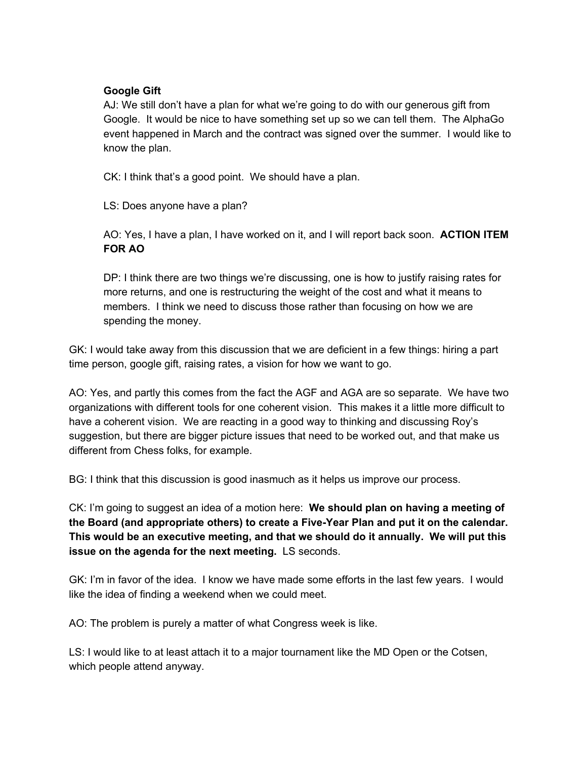**Google Gift**

AJ: We still don't have a plan for what we're going to do with our generous gift from Google. It would be nice to have something set up so we can tell them. The AlphaGo event happened in March and the contract was signed over the summer. I would like to know the plan.

CK: I think that's a good point. We should have a plan.

LS: Does anyone have a plan?

AO: Yes, I have a plan, I have worked on it, and I will report back soon. **ACTION ITEM FOR AO**

DP: I think there are two things we're discussing, one is how to justify raising rates for more returns, and one is restructuring the weight of the cost and what it means to members. I think we need to discuss those rather than focusing on how we are spending the money.

GK: I would take away from this discussion that we are deficient in a few things: hiring a part time person, google gift, raising rates, a vision for how we want to go.

AO: Yes, and partly this comes from the fact the AGF and AGA are so separate. We have two organizations with different tools for one coherent vision. This makes it a little more difficult to have a coherent vision. We are reacting in a good way to thinking and discussing Roy's suggestion, but there are bigger picture issues that need to be worked out, and that make us different from Chess folks, for example.

BG: I think that this discussion is good inasmuch as it helps us improve our process.

CK: I'm going to suggest an idea of a motion here: **We should plan on having a meeting of the Board (and appropriate others) to create a Five-Year Plan and put it on the calendar. This would be an executive meeting, and that we should do it annually. We will put this issue on the agenda for the next meeting.** LS seconds.

GK: I'm in favor of the idea. I know we have made some efforts in the last few years. I would like the idea of finding a weekend when we could meet.

AO: The problem is purely a matter of what Congress week is like.

LS: I would like to at least attach it to a major tournament like the MD Open or the Cotsen, which people attend anyway.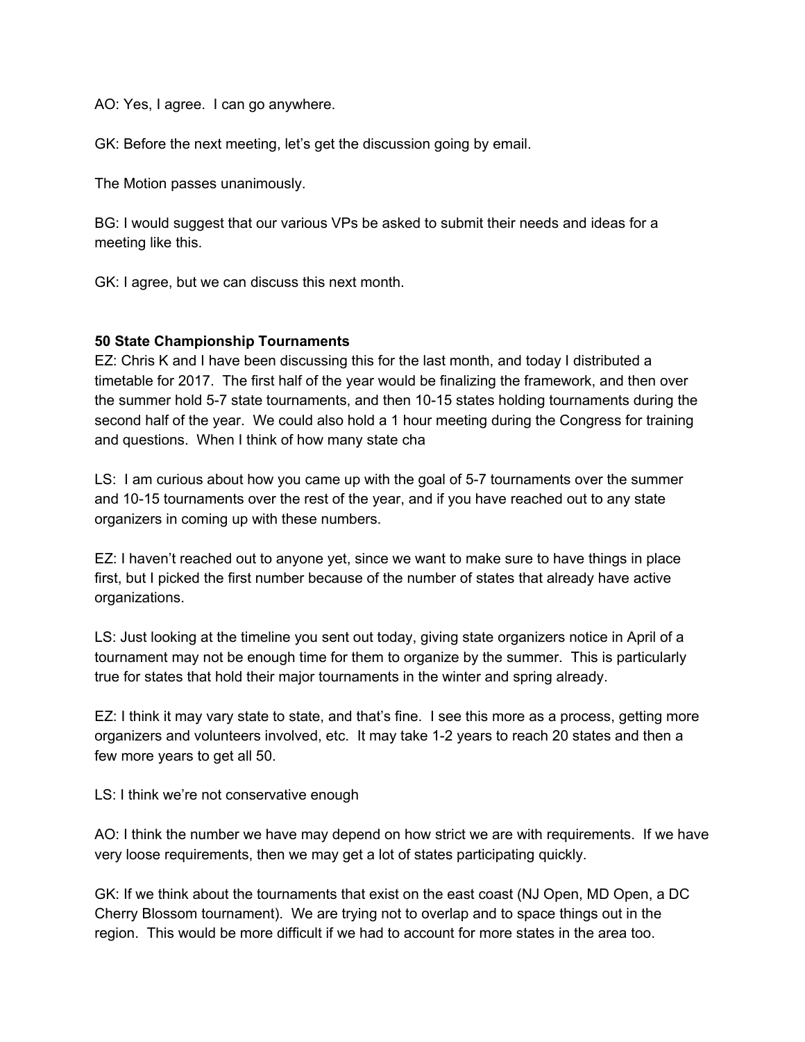AO: Yes, I agree.  I can go anywhere.

GK: Before the next meeting, let's get the discussion going by email.

The Motion passes unanimously.

BG: I would suggest that our various VPs be asked to submit their needs and ideas for a meeting like this.

GK: I agree, but we can discuss this next month.

**50 State Championship Tournaments**

EZ: Chris K and I have been discussing this for the last month, and today I distributed a timetable for 2017.  The first half of the year would be finalizing the framework, and then over the summer hold 5-7 state tournaments, and then 10-15 states holding tournaments during the second half of the year.  We could also hold a 1 hour meeting during the Congress for training and questions.  When I think of how many state cha

LS:  I am curious about how you came up with the goal of 5-7 tournaments over the summer and 10-15 tournaments over the rest of the year, and if you have reached out to any state organizers in coming up with these numbers.

EZ: I haven't reached out to anyone yet, since we want to make sure to have things in place first, but I picked the first number because of the number of states that already have active organizations.

LS: Just looking at the timeline you sent out today, giving state organizers notice in April of a tournament may not be enough time for them to organize by the summer.  This is particularly true for states that hold their major tournaments in the winter and spring already.

EZ: I think it may vary state to state, and that's fine.  I see this more as a process, getting more organizers and volunteers involved, etc.  It may take 1-2 years to reach 20 states and then a few more years to get all 50.

LS: I think we're not conservative enough

AO: I think the number we have may depend on how strict we are with requirements.  If we have very loose requirements, then we may get a lot of states participating quickly.

GK: If we think about the tournaments that exist on the east coast (NJ Open, MD Open, a DC Cherry Blossom tournament).  We are trying not to overlap and to space things out in the region.  This would be more difficult if we had to account for more states in the area too.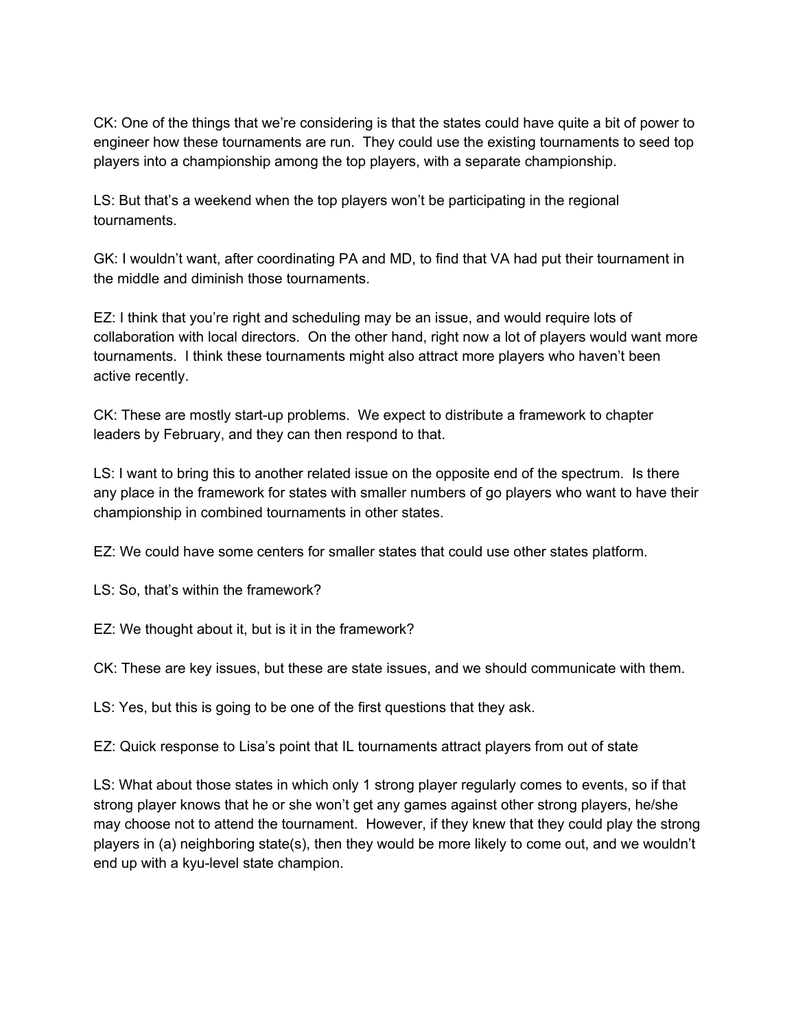CK: One of the things that we're considering is that the states could have quite a bit of power to engineer how these tournaments are run. They could use the existing tournaments to seed top players into a championship among the top players, with a separate championship.

LS: But that's a weekend when the top players won't be participating in the regional tournaments.

GK: I wouldn't want, after coordinating PA and MD, to find that VA had put their tournament in the middle and diminish those tournaments.

EZ: I think that you're right and scheduling may be an issue, and would require lots of collaboration with local directors. On the other hand, right now a lot of players would want more tournaments. I think these tournaments might also attract more players who haven't been active recently.

CK: These are mostly start-up problems. We expect to distribute a framework to chapter leaders by February, and they can then respond to that.

LS: I want to bring this to another related issue on the opposite end of the spectrum. Is there any place in the framework for states with smaller numbers of go players who want to have their championship in combined tournaments in other states.

EZ: We could have some centers for smaller states that could use other states platform.

LS: So, that's within the framework?

EZ: We thought about it, but is it in the framework?

CK: These are key issues, but these are state issues, and we should communicate with them.

LS: Yes, but this is going to be one of the first questions that they ask.

EZ: Quick response to Lisa's point that IL tournaments attract players from out of state

LS: What about those states in which only 1 strong player regularly comes to events, so if that strong player knows that he or she won't get any games against other strong players, he/she may choose not to attend the tournament. However, if they knew that they could play the strong players in (a) neighboring state(s), then they would be more likely to come out, and we wouldn't end up with a kyu-level state champion.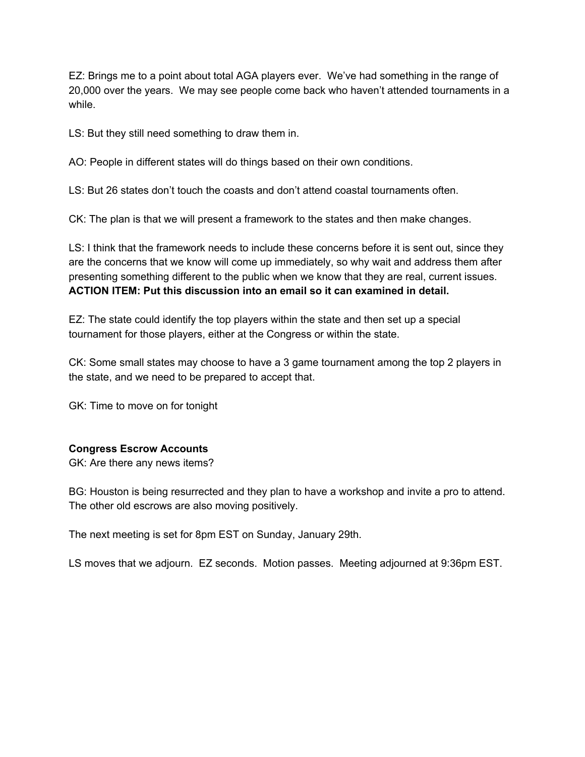EZ: Brings me to a point about total AGA players ever. We've had something in the range of 20,000 over the years. We may see people come back who haven't attended tournaments in a while.

LS: But they still need something to draw them in.

AO: People in different states will do things based on their own conditions.

LS: But 26 states don't touch the coasts and don't attend coastal tournaments often.

CK: The plan is that we will present a framework to the states and then make changes.

LS: I think that the framework needs to include these concerns before it is sent out, since they are the concerns that we know will come up immediately, so why wait and address them after presenting something different to the public when we know that they are real, current issues.
**ACTION ITEM: Put this discussion into an email so it can examined in detail.**

EZ: The state could identify the top players within the state and then set up a special tournament for those players, either at the Congress or within the state.

CK: Some small states may choose to have a 3 game tournament among the top 2 players in the state, and we need to be prepared to accept that.

GK: Time to move on for tonight

**Congress Escrow Accounts**
GK: Are there any news items?

BG: Houston is being resurrected and they plan to have a workshop and invite a pro to attend. The other old escrows are also moving positively.

The next meeting is set for 8pm EST on Sunday, January 29th.

LS moves that we adjourn. EZ seconds. Motion passes. Meeting adjourned at 9:36pm EST.